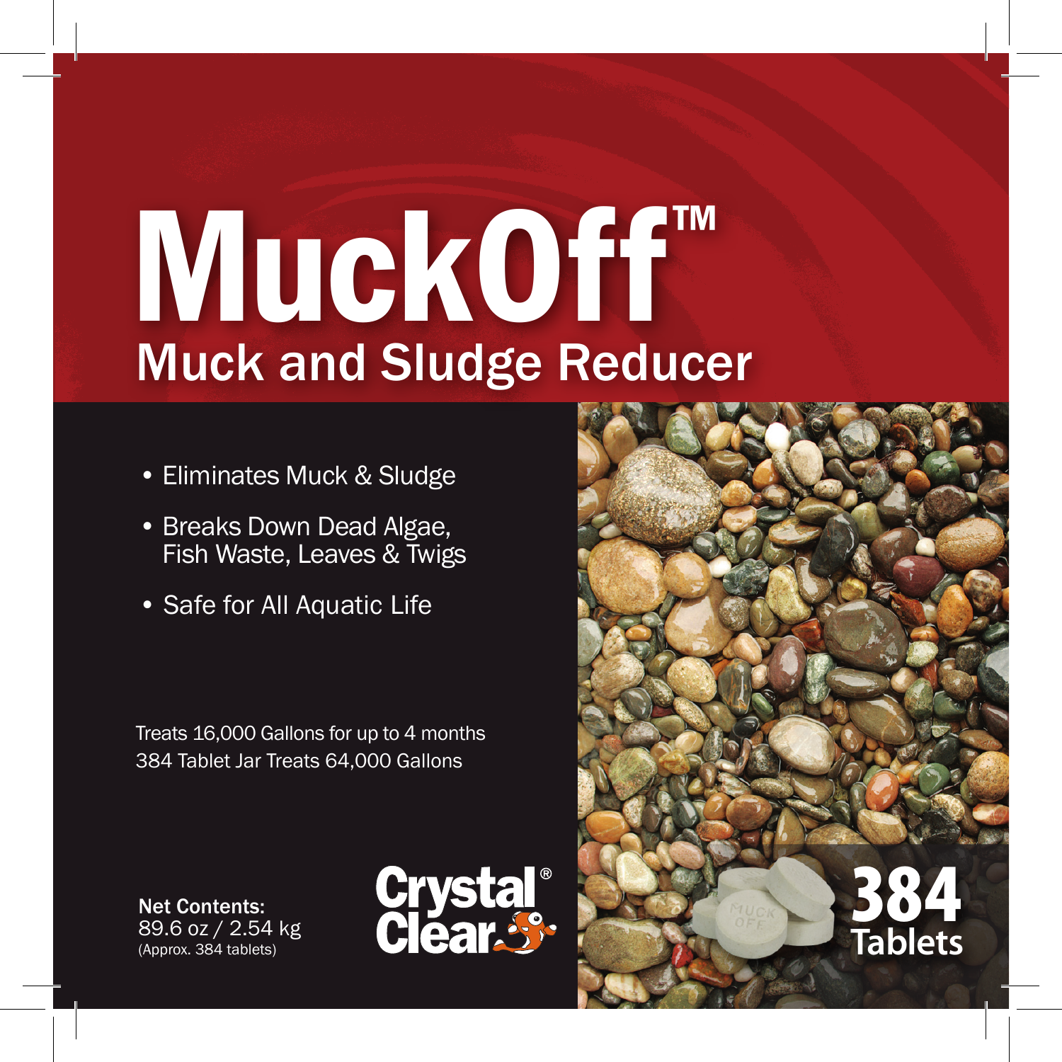# MuckOff™

## Muck and Sludge Reducer

- Eliminates Muck & Sludge
- Breaks Down Dead Algae, Fish Waste, Leaves & Twigs
- Safe for All Aquatic Life

Treats 16,000 Gallons for up to 4 months
384 Tablet Jar Treats 64,000 Gallons

**Net Contents:**
89.6 oz / 2.54 kg
(Approx. 384 tablets)

Crystal Clear®

**384 Tablets**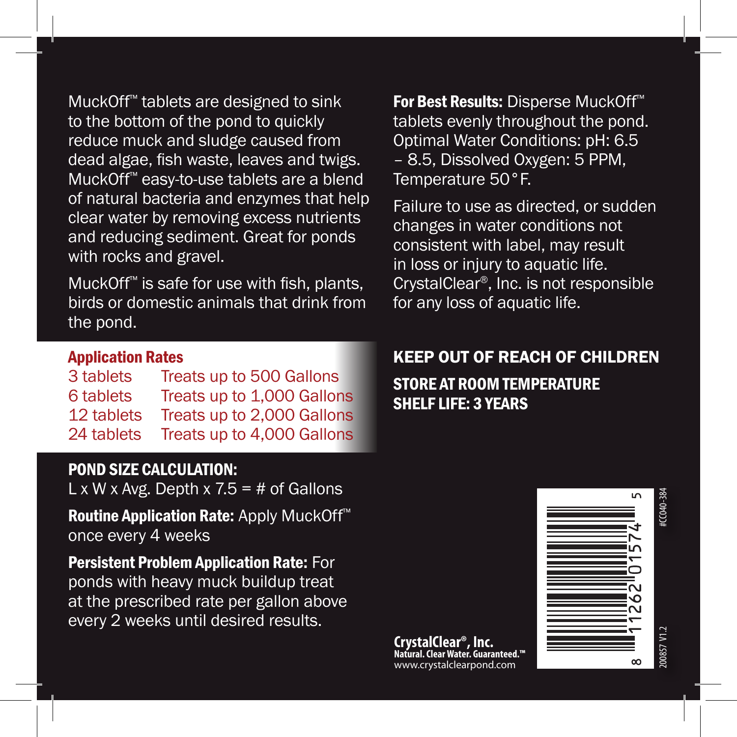MuckOff™ tablets are designed to sink to the bottom of the pond to quickly reduce muck and sludge caused from dead algae, fish waste, leaves and twigs. MuckOff™ easy-to-use tablets are a blend of natural bacteria and enzymes that help clear water by removing excess nutrients and reducing sediment. Great for ponds with rocks and gravel.

MuckOff™ is safe for use with fish, plants, birds or domestic animals that drink from the pond.

## Application Rates

| | |
|---|---|
| 3 tablets | Treats up to 500 Gallons |
| 6 tablets | Treats up to 1,000 Gallons |
| 12 tablets | Treats up to 2,000 Gallons |
| 24 tablets | Treats up to 4,000 Gallons |

**POND SIZE CALCULATION:**
L x W x Avg. Depth x 7.5 = # of Gallons

**Routine Application Rate:** Apply MuckOff™ once every 4 weeks

**Persistent Problem Application Rate:** For ponds with heavy muck buildup treat at the prescribed rate per gallon above every 2 weeks until desired results.

**For Best Results:** Disperse MuckOff™ tablets evenly throughout the pond. Optimal Water Conditions: pH: 6.5 – 8.5, Dissolved Oxygen: 5 PPM, Temperature 50°F.

Failure to use as directed, or sudden changes in water conditions not consistent with label, may result in loss or injury to aquatic life. CrystalClear®, Inc. is not responsible for any loss of aquatic life.

**KEEP OUT OF REACH OF CHILDREN**

**STORE AT ROOM TEMPERATURE**
**SHELF LIFE: 3 YEARS**

**CrystalClear®, Inc.**
**Natural. Clear Water. Guaranteed.™**
www.crystalclearpond.com

8 11262 01574 5

#CC040-384

200857 V1.2